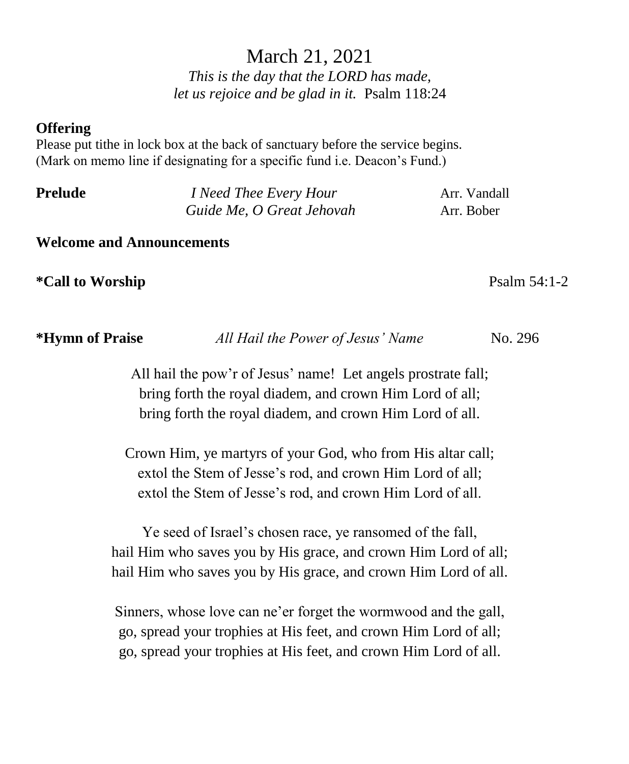# March 21, 2021

*This is the day that the LORD has made,*
*let us rejoice and be glad in it.* Psalm 118:24

**Offering**
Please put tithe in lock box at the back of sanctuary before the service begins.
(Mark on memo line if designating for a specific fund i.e. Deacon's Fund.)

**Prelude** *I Need Thee Every Hour* Arr. Vandall
*Guide Me, O Great Jehovah* Arr. Bober

**Welcome and Announcements**

***Call to Worship*** Psalm 54:1-2

***Hymn of Praise*** *All Hail the Power of Jesus' Name* No. 296

All hail the pow'r of Jesus' name! Let angels prostrate fall;
bring forth the royal diadem, and crown Him Lord of all;
bring forth the royal diadem, and crown Him Lord of all.

Crown Him, ye martyrs of your God, who from His altar call;
extol the Stem of Jesse's rod, and crown Him Lord of all;
extol the Stem of Jesse's rod, and crown Him Lord of all.

Ye seed of Israel's chosen race, ye ransomed of the fall,
hail Him who saves you by His grace, and crown Him Lord of all;
hail Him who saves you by His grace, and crown Him Lord of all.

Sinners, whose love can ne'er forget the wormwood and the gall,
go, spread your trophies at His feet, and crown Him Lord of all;
go, spread your trophies at His feet, and crown Him Lord of all.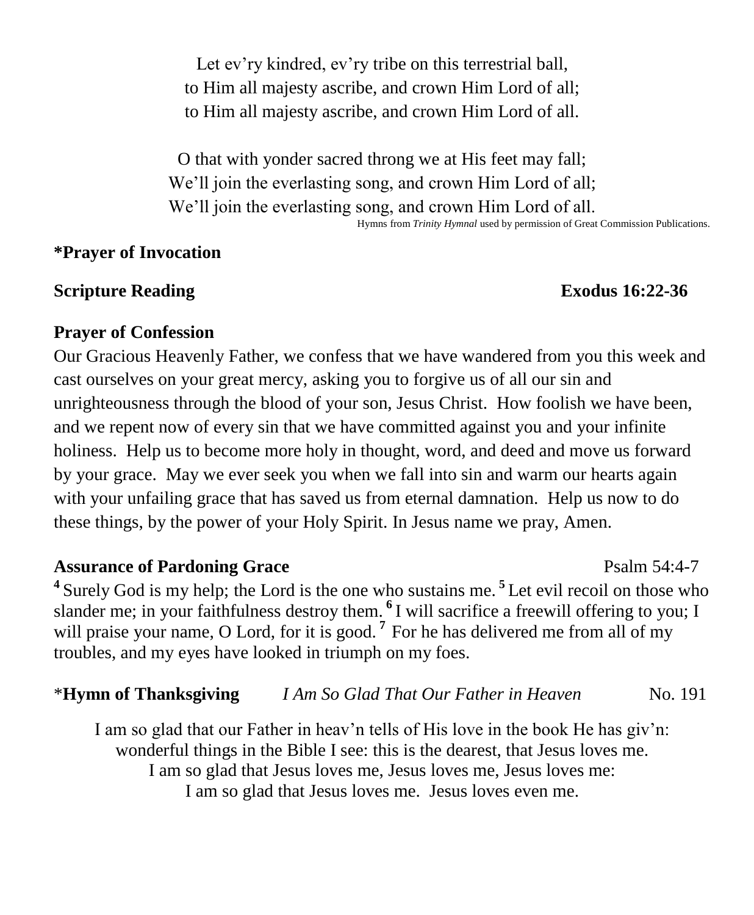Let ev'ry kindred, ev'ry tribe on this terrestrial ball,
to Him all majesty ascribe, and crown Him Lord of all;
to Him all majesty ascribe, and crown Him Lord of all.

O that with yonder sacred throng we at His feet may fall;
We'll join the everlasting song, and crown Him Lord of all;
We'll join the everlasting song, and crown Him Lord of all.

Hymns from *Trinity Hymnal* used by permission of Great Commission Publications.

**\*Prayer of Invocation**

**Scripture Reading** **Exodus 16:22-36**

**Prayer of Confession**

Our Gracious Heavenly Father, we confess that we have wandered from you this week and cast ourselves on your great mercy, asking you to forgive us of all our sin and unrighteousness through the blood of your son, Jesus Christ. How foolish we have been, and we repent now of every sin that we have committed against you and your infinite holiness. Help us to become more holy in thought, word, and deed and move us forward by your grace. May we ever seek you when we fall into sin and warm our hearts again with your unfailing grace that has saved us from eternal damnation. Help us now to do these things, by the power of your Holy Spirit. In Jesus name we pray, Amen.

**Assurance of Pardoning Grace** Psalm 54:4-7

[4] Surely God is my help; the Lord is the one who sustains me. [5] Let evil recoil on those who slander me; in your faithfulness destroy them. [6] I will sacrifice a freewill offering to you; I will praise your name, O Lord, for it is good. [7] For he has delivered me from all of my troubles, and my eyes have looked in triumph on my foes.

\***Hymn of Thanksgiving** *I Am So Glad That Our Father in Heaven* No. 191

I am so glad that our Father in heav'n tells of His love in the book He has giv'n:
wonderful things in the Bible I see: this is the dearest, that Jesus loves me.
I am so glad that Jesus loves me, Jesus loves me, Jesus loves me:
I am so glad that Jesus loves me. Jesus loves even me.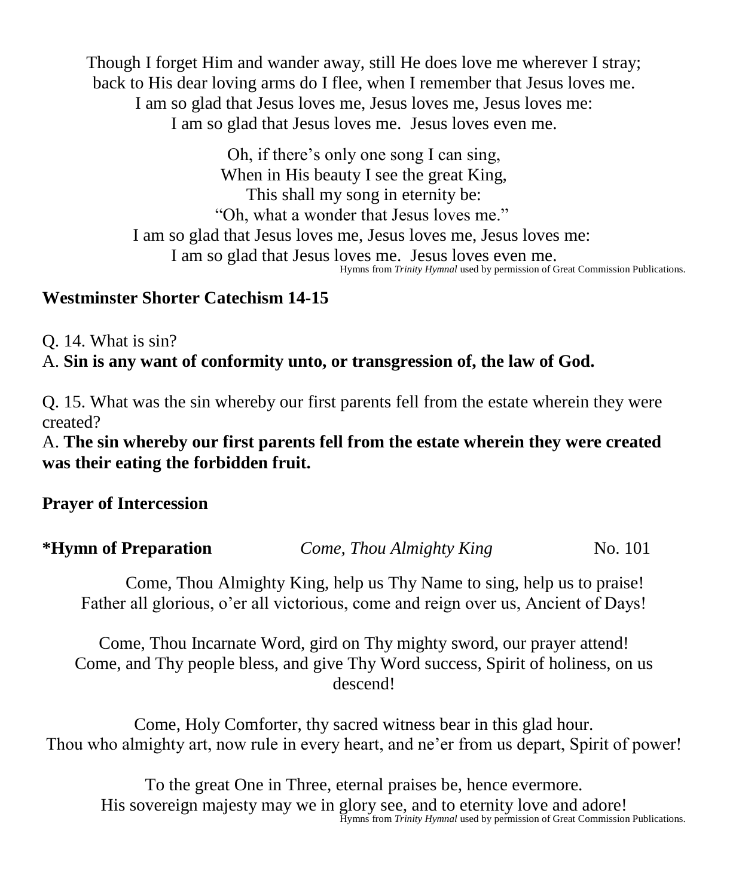Though I forget Him and wander away, still He does love me wherever I stray;
back to His dear loving arms do I flee, when I remember that Jesus loves me.
I am so glad that Jesus loves me, Jesus loves me, Jesus loves me:
I am so glad that Jesus loves me. Jesus loves even me.

Oh, if there's only one song I can sing,
When in His beauty I see the great King,
This shall my song in eternity be:
"Oh, what a wonder that Jesus loves me."
I am so glad that Jesus loves me, Jesus loves me, Jesus loves me:
I am so glad that Jesus loves me. Jesus loves even me.

Hymns from *Trinity Hymnal* used by permission of Great Commission Publications.

**Westminster Shorter Catechism 14-15**

Q. 14. What is sin?
A. **Sin is any want of conformity unto, or transgression of, the law of God.**

Q. 15. What was the sin whereby our first parents fell from the estate wherein they were created?
A. **The sin whereby our first parents fell from the estate wherein they were created was their eating the forbidden fruit.**

**Prayer of Intercession**

**\*Hymn of Preparation** *Come, Thou Almighty King* No. 101

Come, Thou Almighty King, help us Thy Name to sing, help us to praise!
Father all glorious, o'er all victorious, come and reign over us, Ancient of Days!

Come, Thou Incarnate Word, gird on Thy mighty sword, our prayer attend!
Come, and Thy people bless, and give Thy Word success, Spirit of holiness, on us descend!

Come, Holy Comforter, thy sacred witness bear in this glad hour.
Thou who almighty art, now rule in every heart, and ne'er from us depart, Spirit of power!

To the great One in Three, eternal praises be, hence evermore.
His sovereign majesty may we in glory see, and to eternity love and adore!

Hymns from *Trinity Hymnal* used by permission of Great Commission Publications.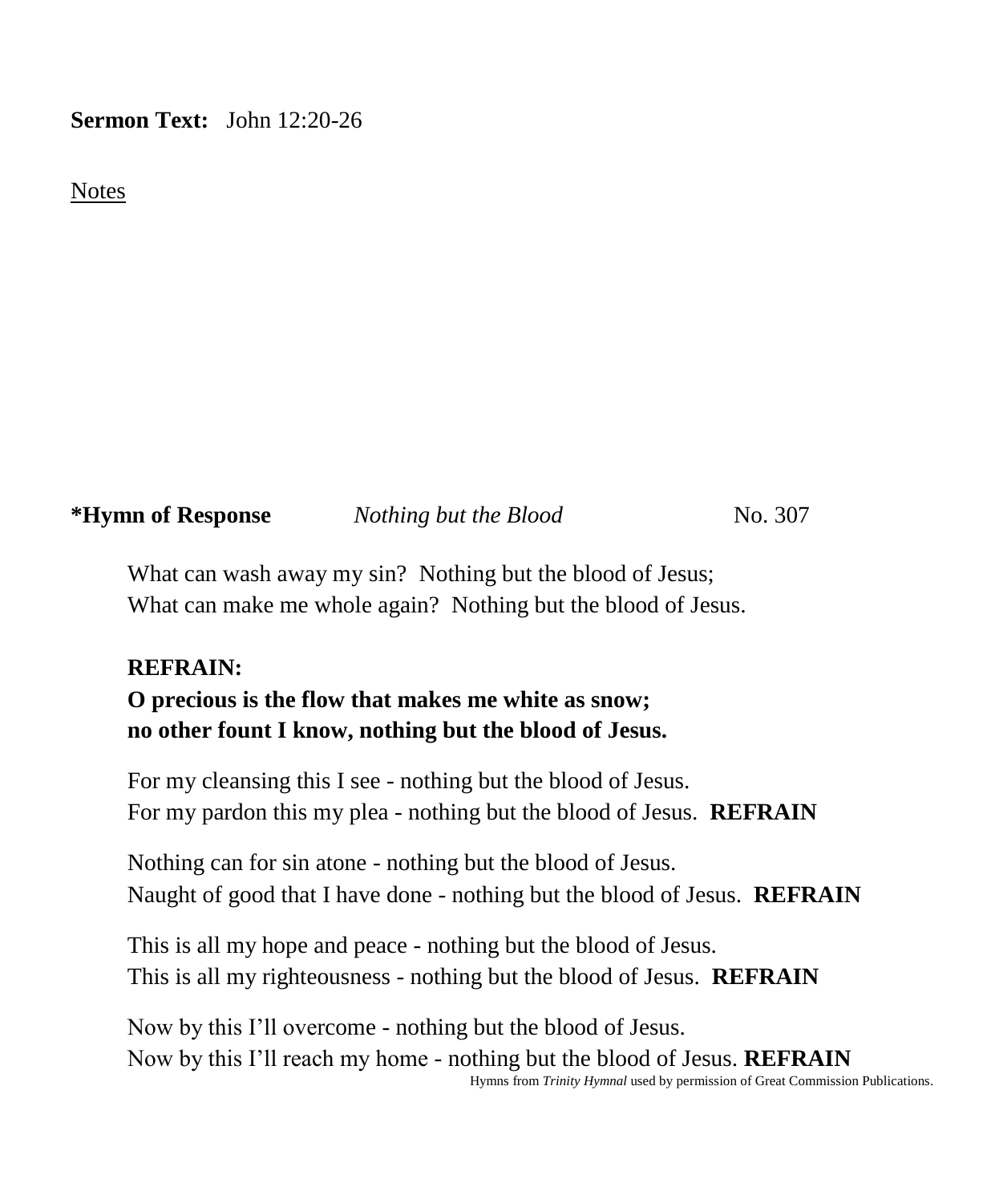**Sermon Text:** John 12:20-26

<u>Notes</u>

**\*Hymn of Response** *Nothing but the Blood* No. 307

What can wash away my sin? Nothing but the blood of Jesus;  
What can make me whole again? Nothing but the blood of Jesus.

**REFRAIN:**  
**O precious is the flow that makes me white as snow;**  
**no other fount I know, nothing but the blood of Jesus.**

For my cleansing this I see - nothing but the blood of Jesus.  
For my pardon this my plea - nothing but the blood of Jesus. **REFRAIN**

Nothing can for sin atone - nothing but the blood of Jesus.  
Naught of good that I have done - nothing but the blood of Jesus. **REFRAIN**

This is all my hope and peace - nothing but the blood of Jesus.  
This is all my righteousness - nothing but the blood of Jesus. **REFRAIN**

Now by this I'll overcome - nothing but the blood of Jesus.  
Now by this I'll reach my home - nothing but the blood of Jesus. **REFRAIN**

Hymns from *Trinity Hymnal* used by permission of Great Commission Publications.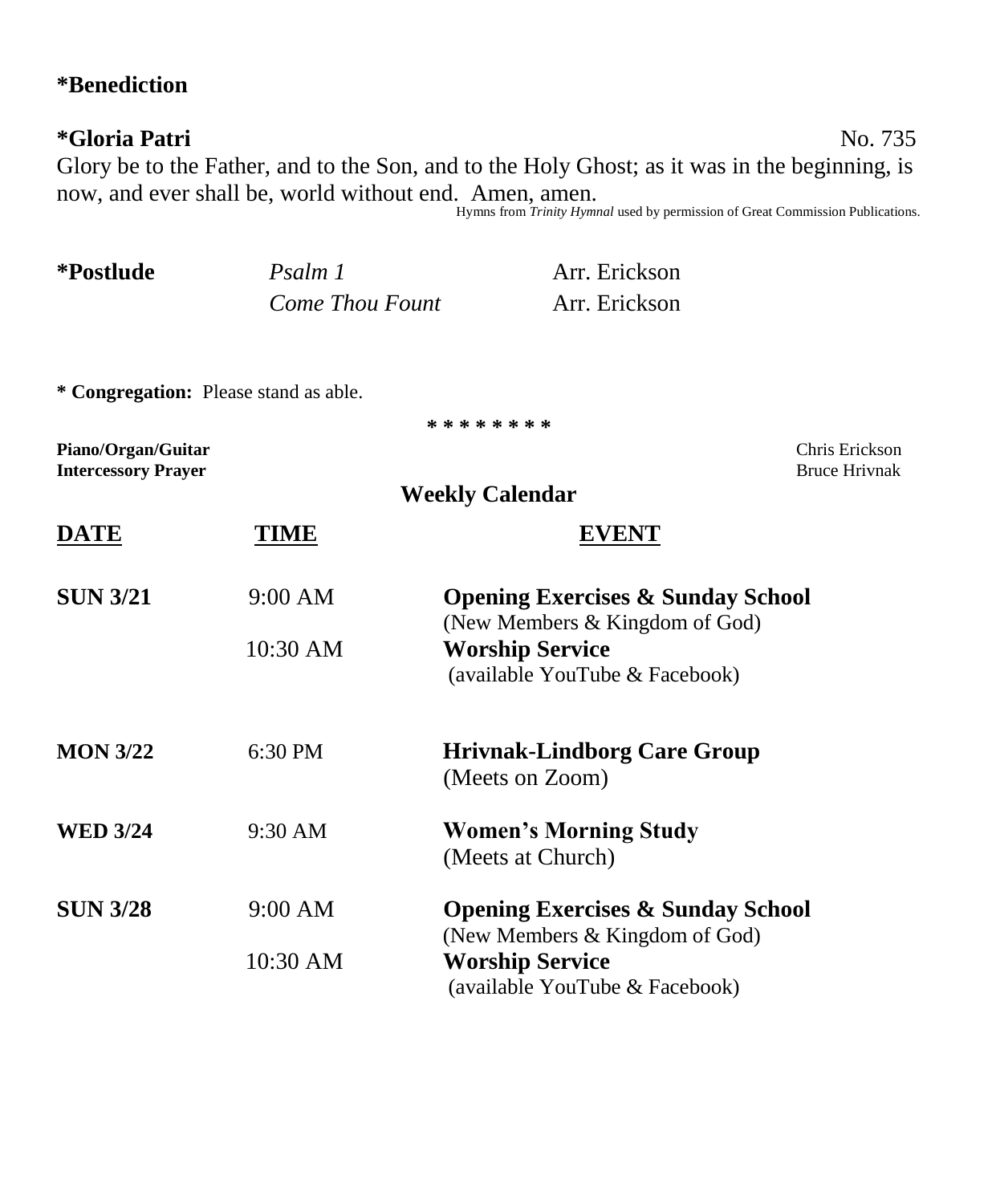**\*Benediction**

**\*Gloria Patri** No. 735

Glory be to the Father, and to the Son, and to the Holy Ghost; as it was in the beginning, is now, and ever shall be, world without end. Amen, amen.

Hymns from *Trinity Hymnal* used by permission of Great Commission Publications.

| | | |
|---|---|---|
| **\*Postlude** | *Psalm 1* | Arr. Erickson |
| | *Come Thou Fount* | Arr. Erickson |

**\* Congregation:** Please stand as able.

\* \* \* \* \* \* \* \*

**Piano/Organ/Guitar** Chris Erickson
**Intercessory Prayer** Bruce Hrivnak

## Weekly Calendar

| DATE | TIME | EVENT |
|---|---|---|
| **SUN 3/21** | 9:00 AM | **Opening Exercises & Sunday School** (New Members & Kingdom of God) |
| | 10:30 AM | **Worship Service** (available YouTube & Facebook) |
| **MON 3/22** | 6:30 PM | **Hrivnak-Lindborg Care Group** (Meets on Zoom) |
| **WED 3/24** | 9:30 AM | **Women's Morning Study** (Meets at Church) |
| **SUN 3/28** | 9:00 AM | **Opening Exercises & Sunday School** (New Members & Kingdom of God) |
| | 10:30 AM | **Worship Service** (available YouTube & Facebook) |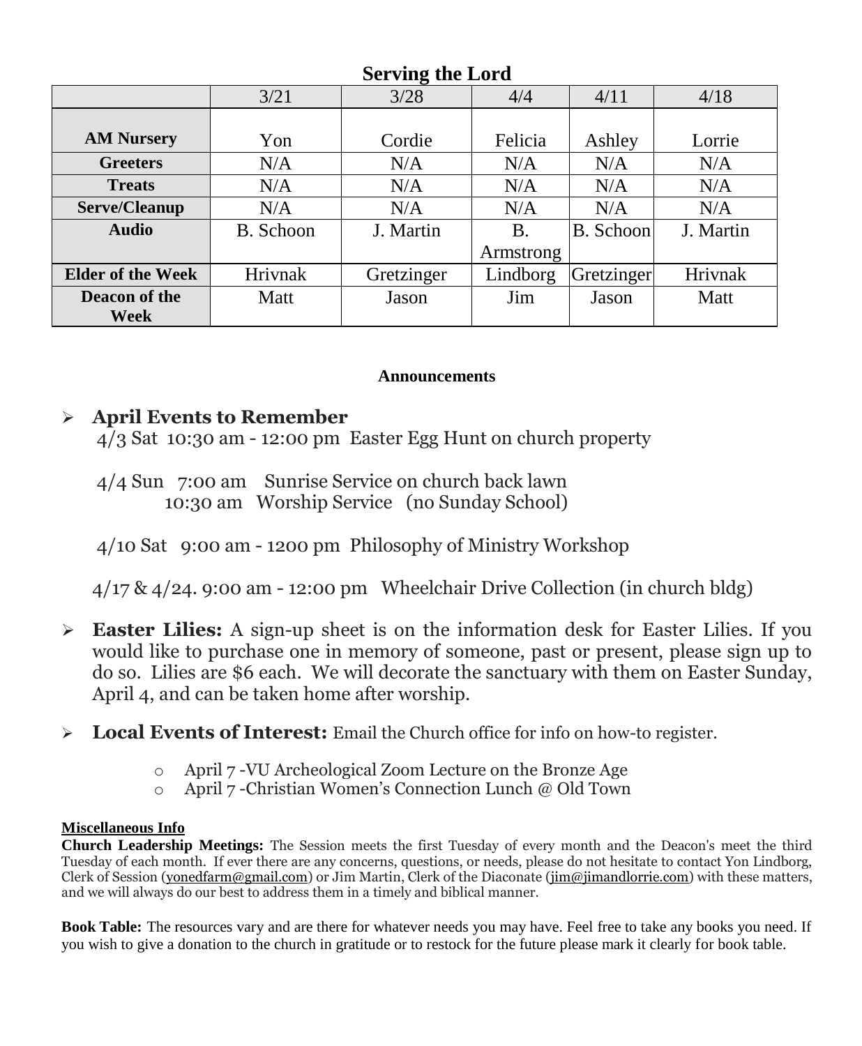## Serving the Lord

| | 3/21 | 3/28 | 4/4 | 4/11 | 4/18 |
|---|---|---|---|---|---|
| **AM Nursery** | Yon | Cordie | Felicia | Ashley | Lorrie |
| **Greeters** | N/A | N/A | N/A | N/A | N/A |
| **Treats** | N/A | N/A | N/A | N/A | N/A |
| **Serve/Cleanup** | N/A | N/A | N/A | N/A | N/A |
| **Audio** | B. Schoon | J. Martin | B. Armstrong | B. Schoon | J. Martin |
| **Elder of the Week** | Hrivnak | Gretzinger | Lindborg | Gretzinger | Hrivnak |
| **Deacon of the Week** | Matt | Jason | Jim | Jason | Matt |

### Announcements

- **April Events to Remember**

  4/3 Sat 10:30 am - 12:00 pm Easter Egg Hunt on church property

  4/4 Sun 7:00 am Sunrise Service on church back lawn
  10:30 am Worship Service (no Sunday School)

  4/10 Sat 9:00 am - 1200 pm Philosophy of Ministry Workshop

  4/17 & 4/24. 9:00 am - 12:00 pm Wheelchair Drive Collection (in church bldg)

- **Easter Lilies:** A sign-up sheet is on the information desk for Easter Lilies. If you would like to purchase one in memory of someone, past or present, please sign up to do so. Lilies are $6 each. We will decorate the sanctuary with them on Easter Sunday, April 4, and can be taken home after worship.

- **Local Events of Interest:** Email the Church office for info on how-to register.
  - April 7 -VU Archeological Zoom Lecture on the Bronze Age
  - April 7 -Christian Women's Connection Lunch @ Old Town

**Miscellaneous Info**

**Church Leadership Meetings:** The Session meets the first Tuesday of every month and the Deacon's meet the third Tuesday of each month. If ever there are any concerns, questions, or needs, please do not hesitate to contact Yon Lindborg, Clerk of Session (yonedfarm@gmail.com) or Jim Martin, Clerk of the Diaconate (jim@jimandlorrie.com) with these matters, and we will always do our best to address them in a timely and biblical manner.

**Book Table:** The resources vary and are there for whatever needs you may have. Feel free to take any books you need. If you wish to give a donation to the church in gratitude or to restock for the future please mark it clearly for book table.